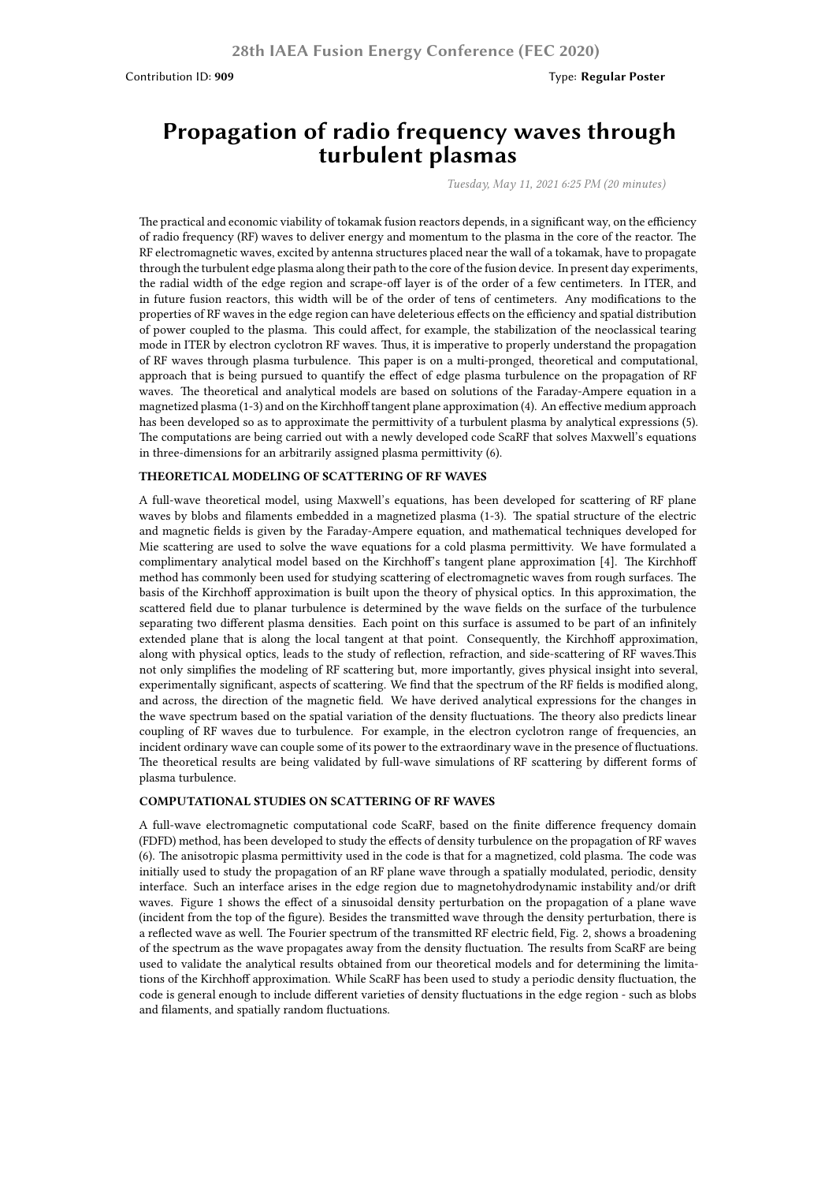28th IAEA Fusion Energy Conference (FEC 2020)

Contribution ID: **909** Type: **Regular Poster**

# Propagation of radio frequency waves through turbulent plasmas

*Tuesday, May 11, 2021 6:25 PM (20 minutes)*

The practical and economic viability of tokamak fusion reactors depends, in a significant way, on the efficiency of radio frequency (RF) waves to deliver energy and momentum to the plasma in the core of the reactor. The RF electromagnetic waves, excited by antenna structures placed near the wall of a tokamak, have to propagate through the turbulent edge plasma along their path to the core of the fusion device. In present day experiments, the radial width of the edge region and scrape-off layer is of the order of a few centimeters. In ITER, and in future fusion reactors, this width will be of the order of tens of centimeters. Any modifications to the properties of RF waves in the edge region can have deleterious effects on the efficiency and spatial distribution of power coupled to the plasma. This could affect, for example, the stabilization of the neoclassical tearing mode in ITER by electron cyclotron RF waves. Thus, it is imperative to properly understand the propagation of RF waves through plasma turbulence. This paper is on a multi-pronged, theoretical and computational, approach that is being pursued to quantify the effect of edge plasma turbulence on the propagation of RF waves. The theoretical and analytical models are based on solutions of the Faraday-Ampere equation in a magnetized plasma (1-3) and on the Kirchhoff tangent plane approximation (4). An effective medium approach has been developed so as to approximate the permittivity of a turbulent plasma by analytical expressions (5). The computations are being carried out with a newly developed code ScaRF that solves Maxwell's equations in three-dimensions for an arbitrarily assigned plasma permittivity (6).

**THEORETICAL MODELING OF SCATTERING OF RF WAVES**

A full-wave theoretical model, using Maxwell's equations, has been developed for scattering of RF plane waves by blobs and filaments embedded in a magnetized plasma (1-3). The spatial structure of the electric and magnetic fields is given by the Faraday-Ampere equation, and mathematical techniques developed for Mie scattering are used to solve the wave equations for a cold plasma permittivity. We have formulated a complimentary analytical model based on the Kirchhoff's tangent plane approximation [4]. The Kirchhoff method has commonly been used for studying scattering of electromagnetic waves from rough surfaces. The basis of the Kirchhoff approximation is built upon the theory of physical optics. In this approximation, the scattered field due to planar turbulence is determined by the wave fields on the surface of the turbulence separating two different plasma densities. Each point on this surface is assumed to be part of an infinitely extended plane that is along the local tangent at that point. Consequently, the Kirchhoff approximation, along with physical optics, leads to the study of reflection, refraction, and side-scattering of RF waves.This not only simplifies the modeling of RF scattering but, more importantly, gives physical insight into several, experimentally significant, aspects of scattering. We find that the spectrum of the RF fields is modified along, and across, the direction of the magnetic field. We have derived analytical expressions for the changes in the wave spectrum based on the spatial variation of the density fluctuations. The theory also predicts linear coupling of RF waves due to turbulence. For example, in the electron cyclotron range of frequencies, an incident ordinary wave can couple some of its power to the extraordinary wave in the presence of fluctuations. The theoretical results are being validated by full-wave simulations of RF scattering by different forms of plasma turbulence.

**COMPUTATIONAL STUDIES ON SCATTERING OF RF WAVES**

A full-wave electromagnetic computational code ScaRF, based on the finite difference frequency domain (FDFD) method, has been developed to study the effects of density turbulence on the propagation of RF waves (6). The anisotropic plasma permittivity used in the code is that for a magnetized, cold plasma. The code was initially used to study the propagation of an RF plane wave through a spatially modulated, periodic, density interface. Such an interface arises in the edge region due to magnetohydrodynamic instability and/or drift waves. Figure 1 shows the effect of a sinusoidal density perturbation on the propagation of a plane wave (incident from the top of the figure). Besides the transmitted wave through the density perturbation, there is a reflected wave as well. The Fourier spectrum of the transmitted RF electric field, Fig. 2, shows a broadening of the spectrum as the wave propagates away from the density fluctuation. The results from ScaRF are being used to validate the analytical results obtained from our theoretical models and for determining the limitations of the Kirchhoff approximation. While ScaRF has been used to study a periodic density fluctuation, the code is general enough to include different varieties of density fluctuations in the edge region - such as blobs and filaments, and spatially random fluctuations.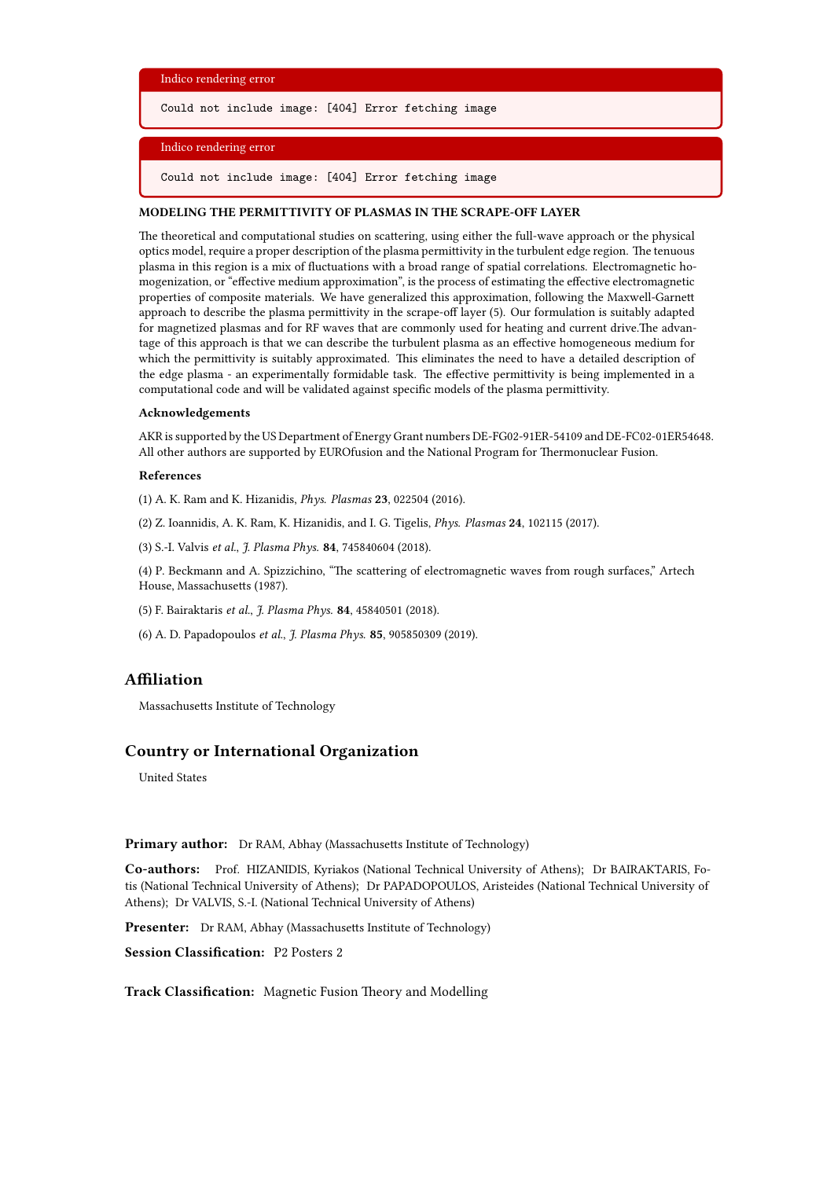Indico rendering error

```
Could not include image: [404] Error fetching image
```

Indico rendering error

```
Could not include image: [404] Error fetching image
```

**MODELING THE PERMITTIVITY OF PLASMAS IN THE SCRAPE-OFF LAYER**

The theoretical and computational studies on scattering, using either the full-wave approach or the physical optics model, require a proper description of the plasma permittivity in the turbulent edge region. The tenuous plasma in this region is a mix of fluctuations with a broad range of spatial correlations. Electromagnetic homogenization, or "effective medium approximation", is the process of estimating the effective electromagnetic properties of composite materials. We have generalized this approximation, following the Maxwell-Garnett approach to describe the plasma permittivity in the scrape-off layer (5). Our formulation is suitably adapted for magnetized plasmas and for RF waves that are commonly used for heating and current drive.The advantage of this approach is that we can describe the turbulent plasma as an effective homogeneous medium for which the permittivity is suitably approximated. This eliminates the need to have a detailed description of the edge plasma - an experimentally formidable task. The effective permittivity is being implemented in a computational code and will be validated against specific models of the plasma permittivity.

**Acknowledgements**

AKR is supported by the US Department of Energy Grant numbers DE-FG02-91ER-54109 and DE-FC02-01ER54648. All other authors are supported by EUROfusion and the National Program for Thermonuclear Fusion.

**References**

(1) A. K. Ram and K. Hizanidis, *Phys. Plasmas* **23**, 022504 (2016).

(2) Z. Ioannidis, A. K. Ram, K. Hizanidis, and I. G. Tigelis, *Phys. Plasmas* **24**, 102115 (2017).

(3) S.-I. Valvis *et al.*, *J. Plasma Phys.* **84**, 745840604 (2018).

(4) P. Beckmann and A. Spizzichino, "The scattering of electromagnetic waves from rough surfaces," Artech House, Massachusetts (1987).

(5) F. Bairaktaris *et al.*, *J. Plasma Phys.* **84**, 45840501 (2018).

(6) A. D. Papadopoulos *et al.*, *J. Plasma Phys.* **85**, 905850309 (2019).

## Affiliation

Massachusetts Institute of Technology

## Country or International Organization

United States

**Primary author:** Dr RAM, Abhay (Massachusetts Institute of Technology)

**Co-authors:** Prof. HIZANIDIS, Kyriakos (National Technical University of Athens); Dr BAIRAKTARIS, Fotis (National Technical University of Athens); Dr PAPADOPOULOS, Aristeides (National Technical University of Athens); Dr VALVIS, S.-I. (National Technical University of Athens)

**Presenter:** Dr RAM, Abhay (Massachusetts Institute of Technology)

**Session Classification:** P2 Posters 2

**Track Classification:** Magnetic Fusion Theory and Modelling